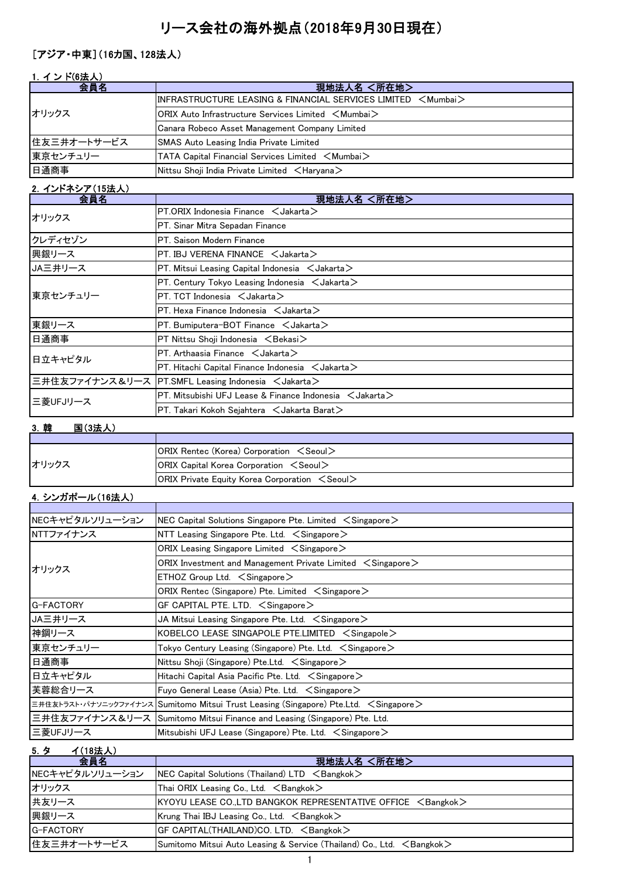# リース会社の海外拠点（2018年9月30日現在）

## ［アジア・中東］（16カ国、128法人）

### 1. イ ン ド(6法人)

| 会員名 | 現地法人名 ＜所在地＞ |
|---|---|
| オリックス | INFRASTRUCTURE LEASING & FINANCIAL SERVICES LIMITED ＜Mumbai＞ |
| | ORIX Auto Infrastructure Services Limited ＜Mumbai＞ |
| | Canara Robeco Asset Management Company Limited |
| 住友三井オートサービス | SMAS Auto Leasing India Private Limited |
| 東京センチュリー | TATA Capital Financial Services Limited ＜Mumbai＞ |
| 日通商事 | Nittsu Shoji India Private Limited ＜Haryana＞ |

### 2. インドネシア（15法人）

| 会員名 | 現地法人名 ＜所在地＞ |
|---|---|
| オリックス | PT.ORIX Indonesia Finance ＜Jakarta＞ |
| | PT. Sinar Mitra Sepadan Finance |
| クレディセゾン | PT. Saison Modern Finance |
| 興銀リース | PT. IBJ VERENA FINANCE ＜Jakarta＞ |
| JA三井リース | PT. Mitsui Leasing Capital Indonesia ＜Jakarta＞ |
| 東京センチュリー | PT. Century Tokyo Leasing Indonesia ＜Jakarta＞ |
| | PT. TCT Indonesia ＜Jakarta＞ |
| | PT. Hexa Finance Indonesia ＜Jakarta＞ |
| 東銀リース | PT. Bumiputera-BOT Finance ＜Jakarta＞ |
| 日通商事 | PT Nittsu Shoji Indonesia ＜Bekasi＞ |
| 日立キャピタル | PT. Arthaasia Finance ＜Jakarta＞ |
| | PT. Hitachi Capital Finance Indonesia ＜Jakarta＞ |
| 三井住友ファイナンス＆リース | PT.SMFL Leasing Indonesia ＜Jakarta＞ |
| 三菱UFJリース | PT. Mitsubishi UFJ Lease & Finance Indonesia ＜Jakarta＞ |
| | PT. Takari Kokoh Sejahtera ＜Jakarta Barat＞ |

### 3. 韓　　国（3法人）

| | |
|---|---|
| オリックス | ORIX Rentec (Korea) Corporation ＜Seoul＞ |
| | ORIX Capital Korea Corporation ＜Seoul＞ |
| | ORIX Private Equity Korea Corporation ＜Seoul＞ |

### 4. シンガポール（16法人）

| | |
|---|---|
| NECキャピタルソリューション | NEC Capital Solutions Singapore Pte. Limited ＜Singapore＞ |
| NTTファイナンス | NTT Leasing Singapore Pte. Ltd. ＜Singapore＞ |
| オリックス | ORIX Leasing Singapore Limited ＜Singapore＞ |
| | ORIX Investment and Management Private Limited ＜Singapore＞ |
| | ETHOZ Group Ltd. ＜Singapore＞ |
| | ORIX Rentec (Singapore) Pte. Limited ＜Singapore＞ |
| G-FACTORY | GF CAPITAL PTE. LTD. ＜Singapore＞ |
| JA三井リース | JA Mitsui Leasing Singapore Pte. Ltd. ＜Singapore＞ |
| 神鋼リース | KOBELCO LEASE SINGAPOLE PTE.LIMITED ＜Singapole＞ |
| 東京センチュリー | Tokyo Century Leasing (Singapore) Pte. Ltd. ＜Singapore＞ |
| 日通商事 | Nittsu Shoji (Singapore) Pte.Ltd. ＜Singapore＞ |
| 日立キャピタル | Hitachi Capital Asia Pacific Pte. Ltd. ＜Singapore＞ |
| 芙蓉総合リース | Fuyo General Lease (Asia) Pte. Ltd. ＜Singapore＞ |
| 三井住友トラスト・パナソニックファイナンス | Sumitomo Mitsui Trust Leasing (Singapore) Pte.Ltd. ＜Singapore＞ |
| 三井住友ファイナンス＆リース | Sumitomo Mitsui Finance and Leasing (Singapore) Pte. Ltd. |
| 三菱UFJリース | Mitsubishi UFJ Lease (Singapore) Pte. Ltd. ＜Singapore＞ |

### 5. タ　　イ（18法人）

| 会員名 | 現地法人名 ＜所在地＞ |
|---|---|
| NECキャピタルソリューション | NEC Capital Solutions (Thailand) LTD ＜Bangkok＞ |
| オリックス | Thai ORIX Leasing Co., Ltd. ＜Bangkok＞ |
| 共友リース | KYOYU LEASE CO.,LTD BANGKOK REPRESENTATIVE OFFICE ＜Bangkok＞ |
| 興銀リース | Krung Thai IBJ Leasing Co., Ltd. ＜Bangkok＞ |
| G-FACTORY | GF CAPITAL(THAILAND)CO. LTD. ＜Bangkok＞ |
| 住友三井オートサービス | Sumitomo Mitsui Auto Leasing & Service (Thailand) Co., Ltd. ＜Bangkok＞ |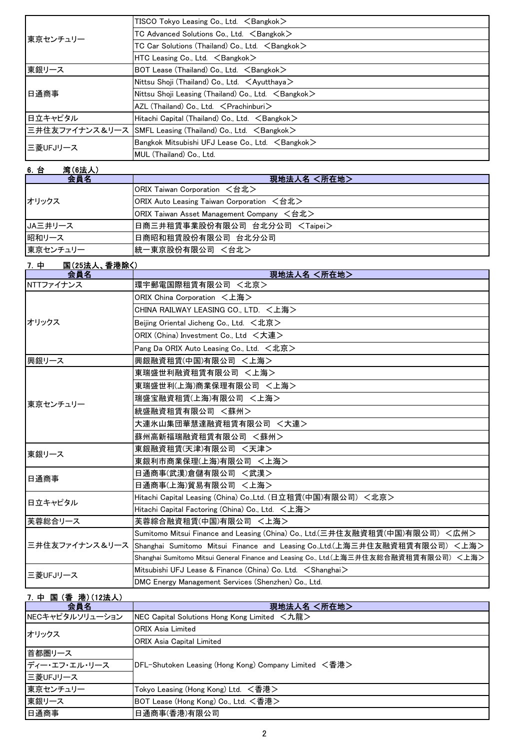| | |
|---|---|
| 東京センチュリー | TISCO Tokyo Leasing Co., Ltd. ＜Bangkok＞ |
| | TC Advanced Solutions Co., Ltd. ＜Bangkok＞ |
| | TC Car Solutions (Thailand) Co., Ltd. ＜Bangkok＞ |
| | HTC Leasing Co., Ltd. ＜Bangkok＞ |
| 東銀リース | BOT Lease (Thailand) Co., Ltd. ＜Bangkok＞ |
| 日通商事 | Nittsu Shoji (Thailand) Co., Ltd. ＜Ayutthaya＞ |
| | Nittsu Shoji Leasing (Thailand) Co., Ltd. ＜Bangkok＞ |
| | AZL (Thailand) Co., Ltd. ＜Prachinburi＞ |
| 日立キャピタル | Hitachi Capital (Thailand) Co., Ltd. ＜Bangkok＞ |
| 三井住友ファイナンス＆リース | SMFL Leasing (Thailand) Co., Ltd. ＜Bangkok＞ |
| 三菱UFJリース | Bangkok Mitsubishi UFJ Lease Co., Ltd. ＜Bangkok＞ |
| | MUL (Thailand) Co., Ltd. |

### 6. 台　　湾（6法人）

| 会員名 | 現地法人名 ＜所在地＞ |
|---|---|
| オリックス | ORIX Taiwan Corporation ＜台北＞ |
| | ORIX Auto Leasing Taiwan Corporation ＜台北＞ |
| | ORIX Taiwan Asset Management Company ＜台北＞ |
| JA三井リース | 日商三井租賃事業股份有限公司 台北分公司 ＜Taipei＞ |
| 昭和リース | 日商昭和租賃股份有限公司 台北分公司 |
| 東京センチュリー | 統一東京股份有限公司 ＜台北＞ |

### 7. 中　　国（25法人、香港除く）

| 会員名 | 現地法人名 ＜所在地＞ |
|---|---|
| NTTファイナンス | 環宇郵電国際租賃有限公司 ＜北京＞ |
| オリックス | ORIX China Corporation ＜上海＞ |
| | CHINA RAILWAY LEASING CO., LTD. ＜上海＞ |
| | Beijing Oriental Jicheng Co., Ltd. ＜北京＞ |
| | ORIX (China) Investment Co., Ltd ＜大連＞ |
| | Pang Da ORIX Auto Leasing Co., Ltd. ＜北京＞ |
| 興銀リース | 興銀融資租賃(中国)有限公司 ＜上海＞ |
| 東京センチュリー | 東瑞盛世利融資租賃有限公司 ＜上海＞ |
| | 東瑞盛世利(上海)商業保理有限公司 ＜上海＞ |
| | 瑞盛宝融資租賃(上海)有限公司 ＜上海＞ |
| | 統盛融資租賃有限公司 ＜蘇州＞ |
| | 大連氷山集団華慧達融資租賃有限公司 ＜大連＞ |
| | 蘇州高新福瑞融資租賃有限公司 ＜蘇州＞ |
| 東銀リース | 東銀融資租賃(天津)有限公司 ＜天津＞ |
| | 東銀利市商業保理(上海)有限公司 ＜上海＞ |
| 日通商事 | 日通商事(武漢)倉儲有限公司 ＜武漢＞ |
| | 日通商事(上海)貿易有限公司 ＜上海＞ |
| 日立キャピタル | Hitachi Capital Leasing (China) Co.,Ltd. (日立租賃(中国)有限公司) ＜北京＞ |
| | Hitachi Capital Factoring (China) Co., Ltd. ＜上海＞ |
| 芙蓉総合リース | 芙蓉綜合融資租賃(中国)有限公司 ＜上海＞ |
| 三井住友ファイナンス＆リース | Sumitomo Mitsui Finance and Leasing (China) Co., Ltd.(三井住友融資租賃(中国)有限公司) ＜広州＞ |
| | Shanghai Sumitomo Mitsui Finance and Leasing Co.,Ltd.(上海三井住友融資租賃有限公司) ＜上海＞ |
| | Shanghai Sumitomo Mitsui General Finance and Leasing Co., Ltd.(上海三井住友総合融資租賃有限公司) ＜上海＞ |
| 三菱UFJリース | Mitsubishi UFJ Lease & Finance (China) Co. Ltd. ＜Shanghai＞ |
| | DMC Energy Management Services (Shenzhen) Co., Ltd. |

### 7. 中 国（香 港）（12法人）

| 会員名 | 現地法人名 ＜所在地＞ |
|---|---|
| NECキャピタルソリューション | NEC Capital Solutions Hong Kong Limited ＜九龍＞ |
| オリックス | ORIX Asia Limited |
| | ORIX Asia Capital Limited |
| 首都圏リース | DFL-Shutoken Leasing (Hong Kong) Company Limited ＜香港＞ |
| ディー・エフ・エル・リース | |
| 三菱UFJリース | |
| 東京センチュリー | Tokyo Leasing (Hong Kong) Ltd. ＜香港＞ |
| 東銀リース | BOT Lease (Hong Kong) Co., Ltd. ＜香港＞ |
| 日通商事 | 日通商事(香港)有限公司 |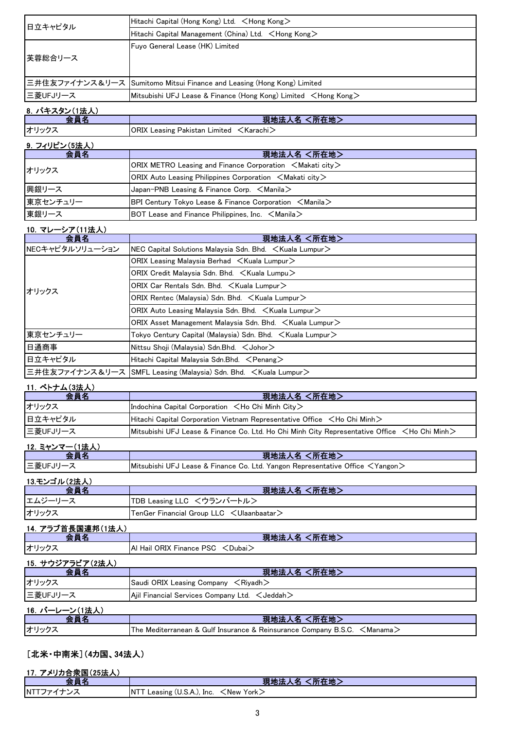| 会員名 | 現地法人名 <所在地> |
| --- | --- |
| 日立キャピタル | Hitachi Capital (Hong Kong) Ltd. <Hong Kong> |
| | Hitachi Capital Management (China) Ltd. <Hong Kong> |
| 芙蓉総合リース | Fuyo General Lease (HK) Limited |
| 三井住友ファイナンス&リース | Sumitomo Mitsui Finance and Leasing (Hong Kong) Limited |
| 三菱UFJリース | Mitsubishi UFJ Lease & Finance (Hong Kong) Limited <Hong Kong> |

### 8. パキスタン(1法人)

| 会員名 | 現地法人名 <所在地> |
| --- | --- |
| オリックス | ORIX Leasing Pakistan Limited <Karachi> |

### 9. フィリピン(5法人)

| 会員名 | 現地法人名 <所在地> |
| --- | --- |
| オリックス | ORIX METRO Leasing and Finance Corporation <Makati city> |
| | ORIX Auto Leasing Philippines Corporation <Makati city> |
| 興銀リース | Japan-PNB Leasing & Finance Corp. <Manila> |
| 東京センチュリー | BPI Century Tokyo Lease & Finance Corporation <Manila> |
| 東銀リース | BOT Lease and Finance Philippines, Inc. <Manila> |

### 10. マレーシア(11法人)

| 会員名 | 現地法人名 <所在地> |
| --- | --- |
| NECキャピタルソリューション | NEC Capital Solutions Malaysia Sdn. Bhd. <Kuala Lumpur> |
| オリックス | ORIX Leasing Malaysia Berhad <Kuala Lumpur> |
| | ORIX Credit Malaysia Sdn. Bhd. <Kuala Lumpu> |
| | ORIX Car Rentals Sdn. Bhd. <Kuala Lumpur> |
| | ORIX Rentec (Malaysia) Sdn. Bhd. <Kuala Lumpur> |
| | ORIX Auto Leasing Malaysia Sdn. Bhd. <Kuala Lumpur> |
| | ORIX Asset Management Malaysia Sdn. Bhd. <Kuala Lumpur> |
| 東京センチュリー | Tokyo Century Capital (Malaysia) Sdn. Bhd. <Kuala Lumpur> |
| 日通商事 | Nittsu Shoji (Malaysia) Sdn.Bhd. <Johor> |
| 日立キャピタル | Hitachi Capital Malaysia Sdn.Bhd. <Penang> |
| 三井住友ファイナンス&リース | SMFL Leasing (Malaysia) Sdn. Bhd. <Kuala Lumpur> |

### 11. ベトナム(3法人)

| 会員名 | 現地法人名 <所在地> |
| --- | --- |
| オリックス | Indochina Capital Corporation <Ho Chi Minh City> |
| 日立キャピタル | Hitachi Capital Corporation Vietnam Representative Office <Ho Chi Minh> |
| 三菱UFJリース | Mitsubishi UFJ Lease & Finance Co. Ltd. Ho Chi Minh City Representative Office <Ho Chi Minh> |

### 12. ミャンマー(1法人)

| 会員名 | 現地法人名 <所在地> |
| --- | --- |
| 三菱UFJリース | Mitsubishi UFJ Lease & Finance Co. Ltd. Yangon Representative Office <Yangon> |

### 13.モンゴル(2法人)

| 会員名 | 現地法人名 <所在地> |
| --- | --- |
| エムジーリース | TDB Leasing LLC <ウランバートル> |
| オリックス | TenGer Financial Group LLC <Ulaanbaatar> |

### 14. アラブ首長国連邦(1法人)

| 会員名 | 現地法人名 <所在地> |
| --- | --- |
| オリックス | Al Hail ORIX Finance PSC <Dubai> |

### 15. サウジアラビア(2法人)

| 会員名 | 現地法人名 <所在地> |
| --- | --- |
| オリックス | Saudi ORIX Leasing Company <Riyadh> |
| 三菱UFJリース | Ajil Financial Services Company Ltd. <Jeddah> |

### 16. バーレーン(1法人)

| 会員名 | 現地法人名 <所在地> |
| --- | --- |
| オリックス | The Mediterranean & Gulf Insurance & Reinsurance Company B.S.C. <Manama> |

## [北米・中南米](4カ国、34法人)

### 17. アメリカ合衆国(25法人)

| 会員名 | 現地法人名 <所在地> |
| --- | --- |
| NTTファイナンス | NTT Leasing (U.S.A.), Inc. <New York> |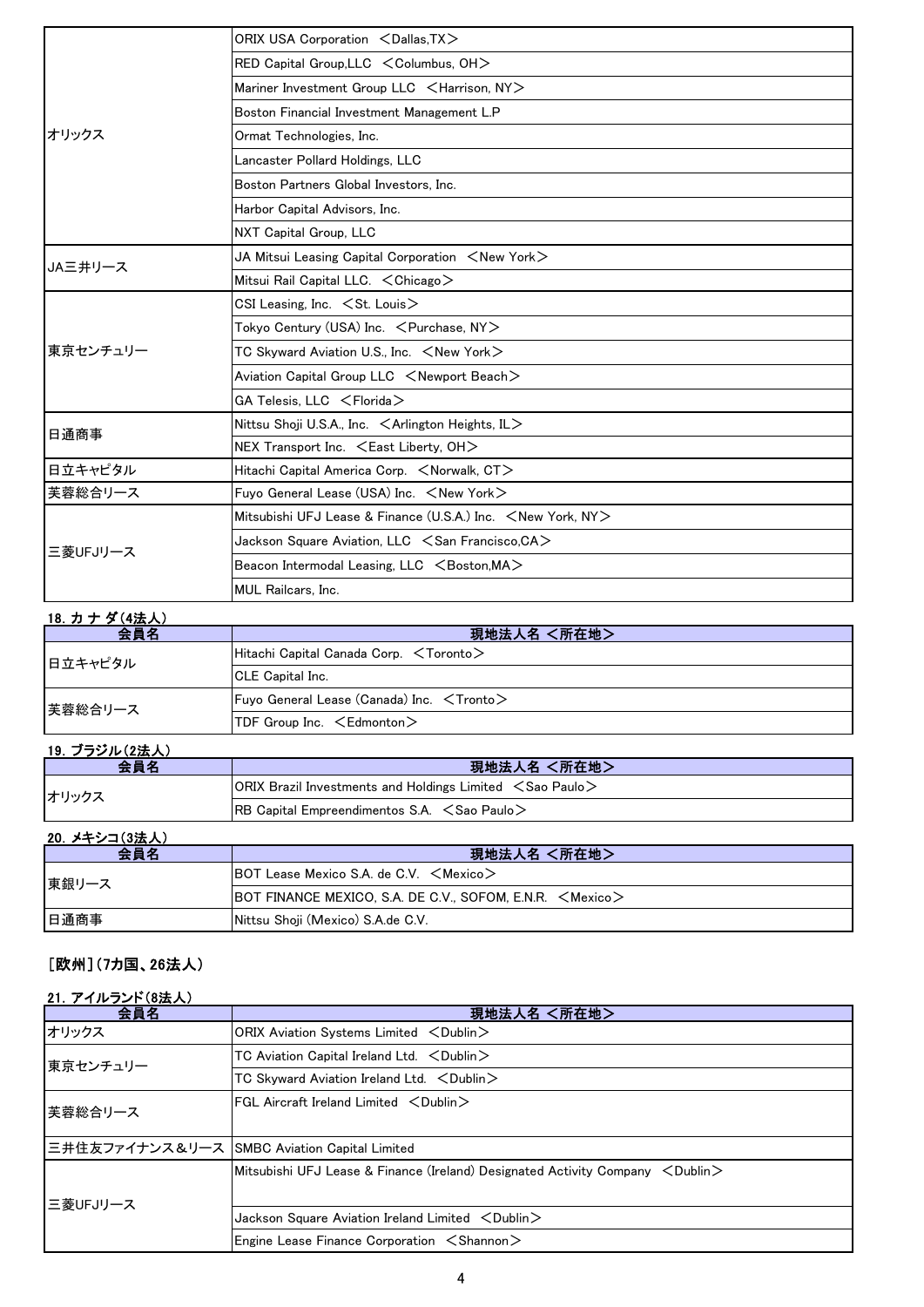| 会員名 | 現地法人名 <所在地> |
|---|---|
| オリックス | ORIX USA Corporation <Dallas,TX> |
| | RED Capital Group,LLC <Columbus, OH> |
| | Mariner Investment Group LLC <Harrison, NY> |
| | Boston Financial Investment Management L.P |
| | Ormat Technologies, Inc. |
| | Lancaster Pollard Holdings, LLC |
| | Boston Partners Global Investors, Inc. |
| | Harbor Capital Advisors, Inc. |
| | NXT Capital Group, LLC |
| JA三井リース | JA Mitsui Leasing Capital Corporation <New York> |
| | Mitsui Rail Capital LLC. <Chicago> |
| 東京センチュリー | CSI Leasing, Inc. <St. Louis> |
| | Tokyo Century (USA) Inc. <Purchase, NY> |
| | TC Skyward Aviation U.S., Inc. <New York> |
| | Aviation Capital Group LLC <Newport Beach> |
| | GA Telesis, LLC <Florida> |
| 日通商事 | Nittsu Shoji U.S.A., Inc. <Arlington Heights, IL> |
| | NEX Transport Inc. <East Liberty, OH> |
| 日立キャピタル | Hitachi Capital America Corp. <Norwalk, CT> |
| 芙蓉総合リース | Fuyo General Lease (USA) Inc. <New York> |
| 三菱UFJリース | Mitsubishi UFJ Lease & Finance (U.S.A.) Inc. <New York, NY> |
| | Jackson Square Aviation, LLC <San Francisco,CA> |
| | Beacon Intermodal Leasing, LLC <Boston,MA> |
| | MUL Railcars, Inc. |

### 18. カ ナ ダ(4法人)

| 会員名 | 現地法人名 <所在地> |
|---|---|
| 日立キャピタル | Hitachi Capital Canada Corp. <Toronto> |
| | CLE Capital Inc. |
| 芙蓉総合リース | Fuyo General Lease (Canada) Inc. <Tronto> |
| | TDF Group Inc. <Edmonton> |

### 19. ブラジル(2法人)

| 会員名 | 現地法人名 <所在地> |
|---|---|
| オリックス | ORIX Brazil Investments and Holdings Limited <Sao Paulo> |
| | RB Capital Empreendimentos S.A. <Sao Paulo> |

### 20. メキシコ(3法人)

| 会員名 | 現地法人名 <所在地> |
|---|---|
| 東銀リース | BOT Lease Mexico S.A. de C.V. <Mexico> |
| | BOT FINANCE MEXICO, S.A. DE C.V., SOFOM, E.N.R. <Mexico> |
| 日通商事 | Nittsu Shoji (Mexico) S.A.de C.V. |

## [欧州](7カ国、26法人)

### 21. アイルランド(8法人)

| 会員名 | 現地法人名 <所在地> |
|---|---|
| オリックス | ORIX Aviation Systems Limited <Dublin> |
| 東京センチュリー | TC Aviation Capital Ireland Ltd. <Dublin> |
| | TC Skyward Aviation Ireland Ltd. <Dublin> |
| 芙蓉総合リース | FGL Aircraft Ireland Limited <Dublin> |
| 三井住友ファイナンス＆リース | SMBC Aviation Capital Limited |
| 三菱UFJリース | Mitsubishi UFJ Lease & Finance (Ireland) Designated Activity Company <Dublin> |
| | Jackson Square Aviation Ireland Limited <Dublin> |
| | Engine Lease Finance Corporation <Shannon> |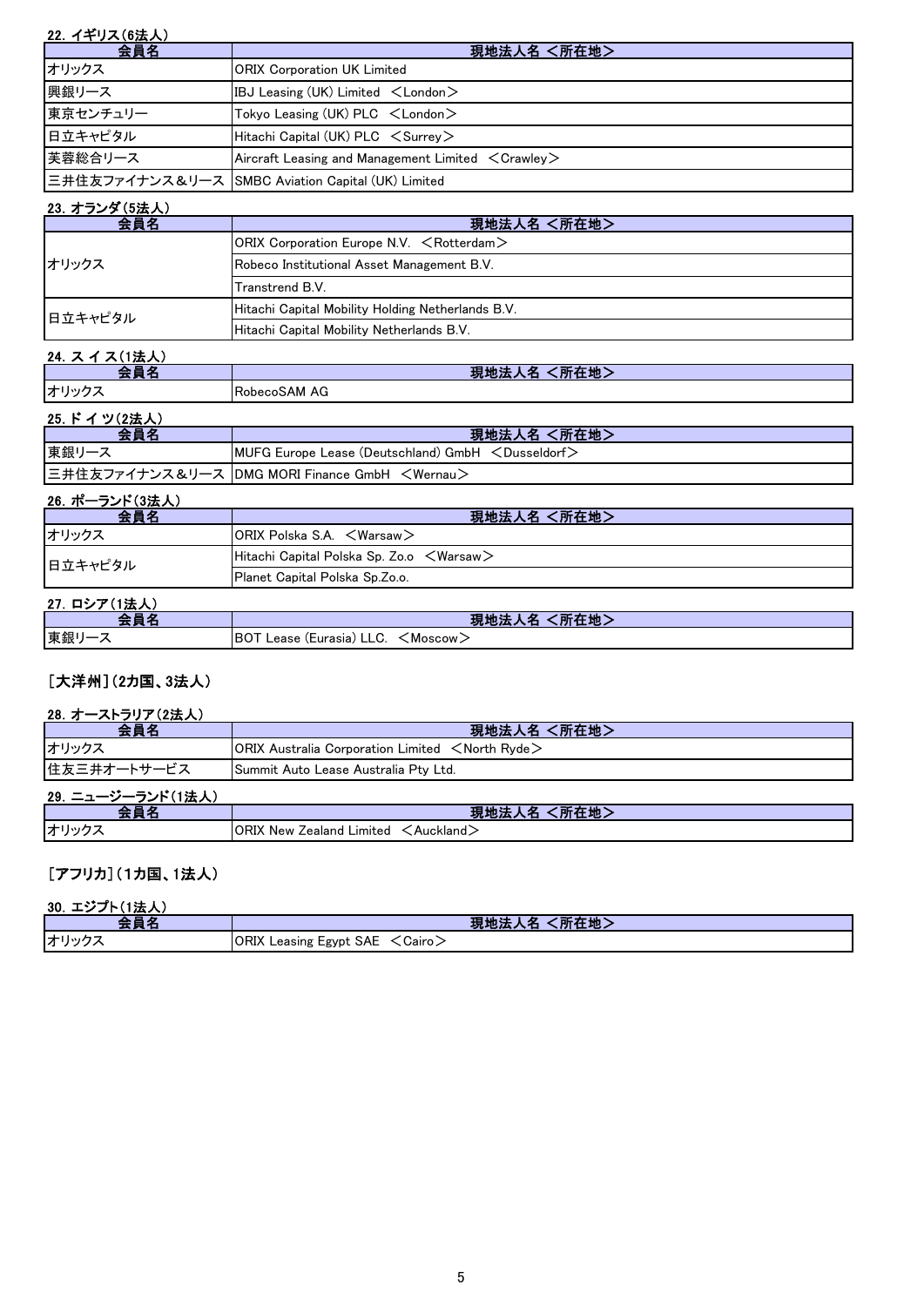### 22. イギリス(6法人)

| 会員名 | 現地法人名 <所在地> |
| --- | --- |
| オリックス | ORIX Corporation UK Limited |
| 興銀リース | IBJ Leasing (UK) Limited <London> |
| 東京センチュリー | Tokyo Leasing (UK) PLC <London> |
| 日立キャピタル | Hitachi Capital (UK) PLC <Surrey> |
| 芙蓉総合リース | Aircraft Leasing and Management Limited <Crawley> |
| 三井住友ファイナンス&リース | SMBC Aviation Capital (UK) Limited |

### 23. オランダ(5法人)

| 会員名 | 現地法人名 <所在地> |
| --- | --- |
| オリックス | ORIX Corporation Europe N.V. <Rotterdam> |
| | Robeco Institutional Asset Management B.V. |
| | Transtrend B.V. |
| 日立キャピタル | Hitachi Capital Mobility Holding Netherlands B.V. |
| | Hitachi Capital Mobility Netherlands B.V. |

### 24. スイス(1法人)

| 会員名 | 現地法人名 <所在地> |
| --- | --- |
| オリックス | RobecoSAM AG |

### 25. ドイツ(2法人)

| 会員名 | 現地法人名 <所在地> |
| --- | --- |
| 東銀リース | MUFG Europe Lease (Deutschland) GmbH <Dusseldorf> |
| 三井住友ファイナンス&リース | DMG MORI Finance GmbH <Wernau> |

### 26. ポーランド(3法人)

| 会員名 | 現地法人名 <所在地> |
| --- | --- |
| オリックス | ORIX Polska S.A. <Warsaw> |
| 日立キャピタル | Hitachi Capital Polska Sp. Zo.o <Warsaw> |
| | Planet Capital Polska Sp.Zo.o. |

### 27. ロシア(1法人)

| 会員名 | 現地法人名 <所在地> |
| --- | --- |
| 東銀リース | BOT Lease (Eurasia) LLC. <Moscow> |

## [大洋州](2カ国、3法人)

### 28. オーストラリア(2法人)

| 会員名 | 現地法人名 <所在地> |
| --- | --- |
| オリックス | ORIX Australia Corporation Limited <North Ryde> |
| 住友三井オートサービス | Summit Auto Lease Australia Pty Ltd. |

### 29. ニュージーランド(1法人)

| 会員名 | 現地法人名 <所在地> |
| --- | --- |
| オリックス | ORIX New Zealand Limited <Auckland> |

## [アフリカ](1カ国、1法人)

### 30. エジプト(1法人)

| 会員名 | 現地法人名 <所在地> |
| --- | --- |
| オリックス | ORIX Leasing Egypt SAE <Cairo> |